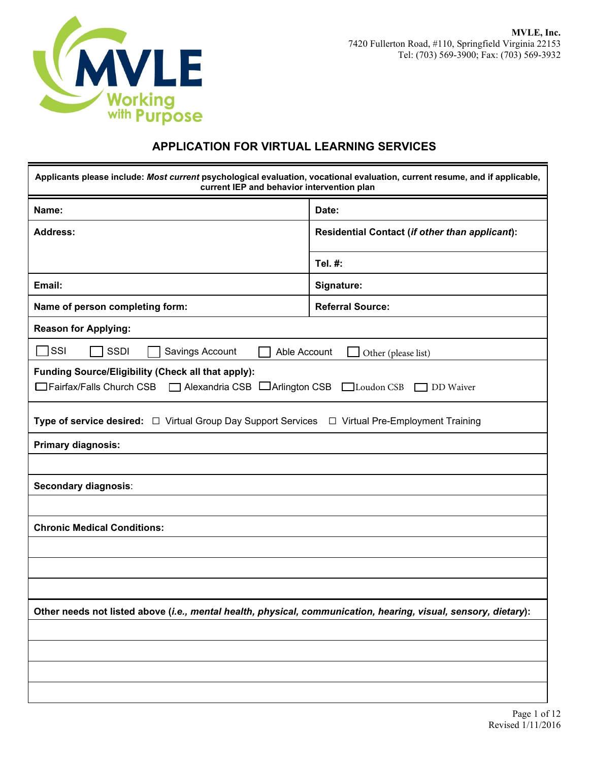**MVLE, Inc.**
7420 Fullerton Road, #110, Springfield Virginia 22153
Tel: (703) 569-3900; Fax: (703) 569-3932

## APPLICATION FOR VIRTUAL LEARNING SERVICES

**Applicants please include:** ***Most current*** **psychological evaluation, vocational evaluation, current resume, and if applicable, current IEP and behavior intervention plan**

| | |
|---|---|
| **Name:** | **Date:** |
| **Address:** | **Residential Contact (*if other than applicant*):** |
| | **Tel. #:** |
| **Email:** | **Signature:** |
| **Name of person completing form:** | **Referral Source:** |

**Reason for Applying:**

☐ SSI ☐ SSDI ☐ Savings Account ☐ Able Account ☐ Other (please list)

**Funding Source/Eligibility (Check all that apply):**

☐ Fairfax/Falls Church CSB ☐ Alexandria CSB ☐ Arlington CSB ☐ Loudon CSB ☐ DD Waiver

**Type of service desired:** ☐ Virtual Group Day Support Services ☐ Virtual Pre-Employment Training

**Primary diagnosis:**

**Secondary diagnosis**:

**Chronic Medical Conditions:**

**Other needs not listed above (*i.e., mental health, physical, communication, hearing, visual, sensory, dietary*):**

Revised 1/11/2016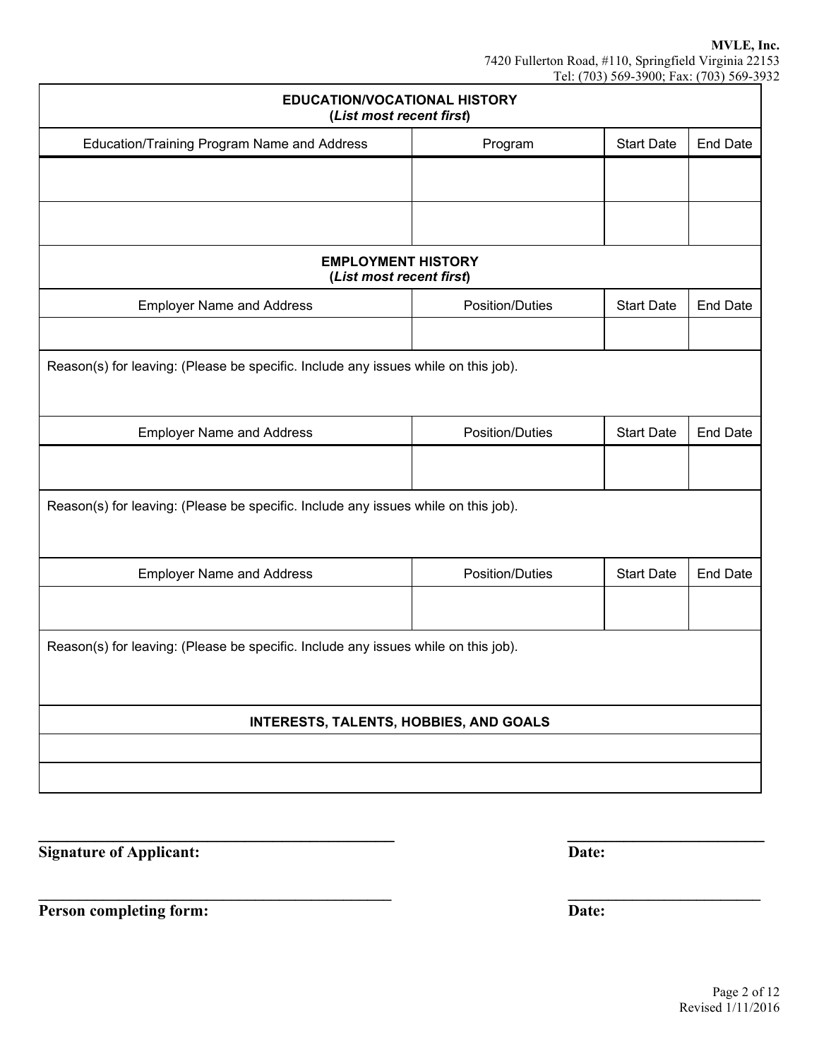**MVLE, Inc.**
7420 Fullerton Road, #110, Springfield Virginia 22153
Tel: (703) 569-3900; Fax: (703) 569-3932

## EDUCATION/VOCATIONAL HISTORY
**(*List most recent first*)**

| Education/Training Program Name and Address | Program | Start Date | End Date |
|---|---|---|---|
| | | | |
| | | | |

## EMPLOYMENT HISTORY
**(*List most recent first*)**

| Employer Name and Address | Position/Duties | Start Date | End Date |
|---|---|---|---|
| | | | |

Reason(s) for leaving: (Please be specific. Include any issues while on this job).

| Employer Name and Address | Position/Duties | Start Date | End Date |
|---|---|---|---|
| | | | |

Reason(s) for leaving: (Please be specific. Include any issues while on this job).

| Employer Name and Address | Position/Duties | Start Date | End Date |
|---|---|---|---|
| | | | |

Reason(s) for leaving: (Please be specific. Include any issues while on this job).

## INTERESTS, TALENTS, HOBBIES, AND GOALS

| |
|---|
| |
| |

**Signature of Applicant:** ______________________________ **Date:** ______________________

**Person completing form:** ______________________________ **Date:** ______________________

Revised 1/11/2016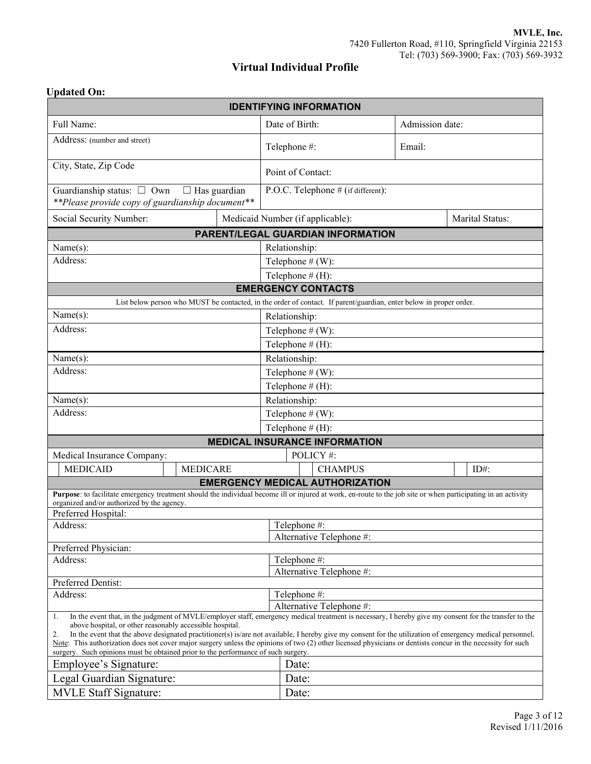**MVLE, Inc.**
7420 Fullerton Road, #110, Springfield Virginia 22153
Tel: (703) 569-3900; Fax: (703) 569-3932

# Virtual Individual Profile

**Updated On:**

| **IDENTIFYING INFORMATION** | | |
|---|---|---|
| Full Name: | Date of Birth: | Admission date: |
| Address: (number and street) | Telephone #: | Email: |
| City, State, Zip Code | Point of Contact: | |
| Guardianship status: ☐ Own ☐ Has guardian *\*\*Please provide copy of guardianship document\*\** | P.O.C. Telephone # (if different): | |
| Social Security Number: | Medicaid Number (if applicable): | Marital Status: |

| **PARENT/LEGAL GUARDIAN INFORMATION** | |
|---|---|
| Name(s): | Relationship: |
| Address: | Telephone # (W): |
| | Telephone # (H): |

| **EMERGENCY CONTACTS** | |
|---|---|
| List below person who MUST be contacted, in the order of contact. If parent/guardian, enter below in proper order. | |
| Name(s): | Relationship: |
| Address: | Telephone # (W): |
| | Telephone # (H): |
| Name(s): | Relationship: |
| Address: | Telephone # (W): |
| | Telephone # (H): |
| Name(s): | Relationship: |
| Address: | Telephone # (W): |
| | Telephone # (H): |

| **MEDICAL INSURANCE INFORMATION** | | | |
|---|---|---|---|
| Medical Insurance Company: | | POLICY #: | |
| ☐ MEDICAID | ☐ MEDICARE | ☐ CHAMPUS | ☐ ID#: |

| **EMERGENCY MEDICAL AUTHORIZATION** | |
|---|---|
| **Purpose**: to facilitate emergency treatment should the individual become ill or injured at work, en-route to the job site or when participating in an activity organized and/or authorized by the agency. | |
| Preferred Hospital: | |
| Address: | Telephone #: |
| | Alternative Telephone #: |
| Preferred Physician: | |
| Address: | Telephone #: |
| | Alternative Telephone #: |
| Preferred Dentist: | |
| Address: | Telephone #: |
| | Alternative Telephone #: |

1. In the event that, in the judgment of MVLE/employer staff, emergency medical treatment is necessary, I hereby give my consent for the transfer to the above hospital, or other reasonably accessible hospital.
2. In the event that the above designated practitioner(s) is/are not available, I hereby give my consent for the utilization of emergency medical personnel.

Note: This authorization does not cover major surgery unless the opinions of two (2) other licensed physicians or dentists concur in the necessity for such surgery. Such opinions must be obtained prior to the performance of such surgery.

| | |
|---|---|
| Employee's Signature: | Date: |
| Legal Guardian Signature: | Date: |
| MVLE Staff Signature: | Date: |

Revised 1/11/2016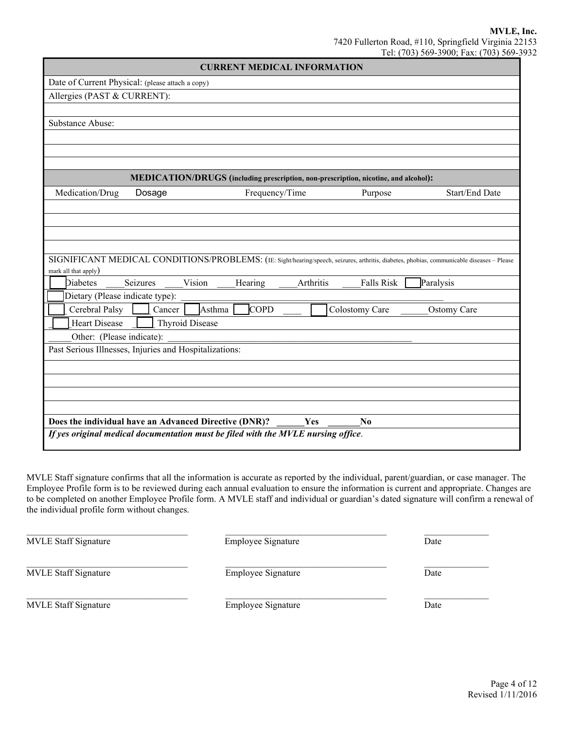MVLE, Inc.
7420 Fullerton Road, #110, Springfield Virginia 22153
Tel: (703) 569-3900; Fax: (703) 569-3932

## CURRENT MEDICAL INFORMATION

Date of Current Physical: (please attach a copy)

Allergies (PAST & CURRENT):

Substance Abuse:

## MEDICATION/DRUGS (including prescription, non-prescription, nicotine, and alcohol):

| Medication/Drug | Dosage | Frequency/Time | Purpose | Start/End Date |
|---|---|---|---|---|
| | | | | |
| | | | | |
| | | | | |
| | | | | |

SIGNIFICANT MEDICAL CONDITIONS/PROBLEMS: (IE: Sight/hearing/speech, seizures, arthritis, diabetes, phobias, communicable diseases – Please mark all that apply)

☐ Diabetes ____Seizures ____Vision ____Hearing ____Arthritis ____Falls Risk ☐ Paralysis

☐ Dietary (Please indicate type): ________________________________________________

☐ Cerebral Palsy ☐ Cancer ☐ Asthma ☐ COPD ____ ☐ Colostomy Care ______Ostomy Care

☐ Heart Disease ☐ Thyroid Disease

_____Other: (Please indicate): ________________________________________________

Past Serious Illnesses, Injuries and Hospitalizations:

**Does the individual have an Advanced Directive (DNR)? ______Yes _______No**

***If yes original medical documentation must be filed with the MVLE nursing office**.*

MVLE Staff signature confirms that all the information is accurate as reported by the individual, parent/guardian, or case manager. The Employee Profile form is to be reviewed during each annual evaluation to ensure the information is current and appropriate. Changes are to be completed on another Employee Profile form. A MVLE staff and individual or guardian's dated signature will confirm a renewal of the individual profile form without changes.

| MVLE Staff Signature | Employee Signature | Date |
|---|---|---|
| MVLE Staff Signature | Employee Signature | Date |
| MVLE Staff Signature | Employee Signature | Date |

Revised 1/11/2016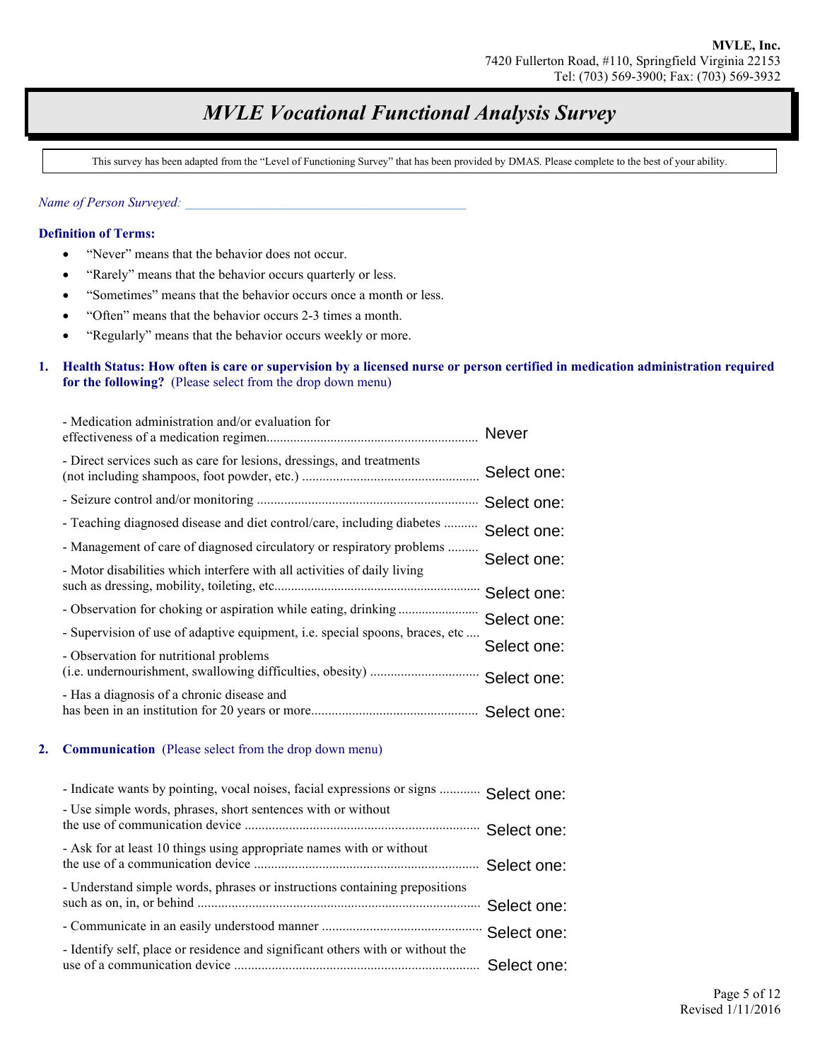**MVLE, Inc.**
7420 Fullerton Road, #110, Springfield Virginia 22153
Tel: (703) 569-3900; Fax: (703) 569-3932

# *MVLE Vocational Functional Analysis Survey*

This survey has been adapted from the "Level of Functioning Survey" that has been provided by DMAS. Please complete to the best of your ability.

*Name of Person Surveyed:* ______________________________________________

**Definition of Terms:**

- "Never" means that the behavior does not occur.
- "Rarely" means that the behavior occurs quarterly or less.
- "Sometimes" means that the behavior occurs once a month or less.
- "Often" means that the behavior occurs 2-3 times a month.
- "Regularly" means that the behavior occurs weekly or more.

**1. Health Status: How often is care or supervision by a licensed nurse or person certified in medication administration required for the following?** (Please select from the drop down menu)

- Medication administration and/or evaluation for effectiveness of a medication regimen.............................................................. Never
- Direct services such as care for lesions, dressings, and treatments (not including shampoos, foot powder, etc.) .................................................... Select one:
- Seizure control and/or monitoring ................................................................ Select one:
- Teaching diagnosed disease and diet control/care, including diabetes .......... Select one:
- Management of care of diagnosed circulatory or respiratory problems ......... Select one:
- Motor disabilities which interfere with all activities of daily living such as dressing, mobility, toileting, etc............................................................. Select one:
- Observation for choking or aspiration while eating, drinking ........................ Select one:
- Supervision of use of adaptive equipment, i.e. special spoons, braces, etc .... Select one:
- Observation for nutritional problems (i.e. undernourishment, swallowing difficulties, obesity) ................................ Select one:
- Has a diagnosis of a chronic disease and has been in an institution for 20 years or more................................................ Select one:

**2. Communication** (Please select from the drop down menu)

- Indicate wants by pointing, vocal noises, facial expressions or signs ............ Select one:
- Use simple words, phrases, short sentences with or without the use of communication device ..................................................................... Select one:
- Ask for at least 10 things using appropriate names with or without the use of a communication device ................................................................. Select one:
- Understand simple words, phrases or instructions containing prepositions such as on, in, or behind ................................................................................... Select one:
- Communicate in an easily understood manner ............................................... Select one:
- Identify self, place or residence and significant others with or without the use of a communication device ....................................................................... Select one:

Revised 1/11/2016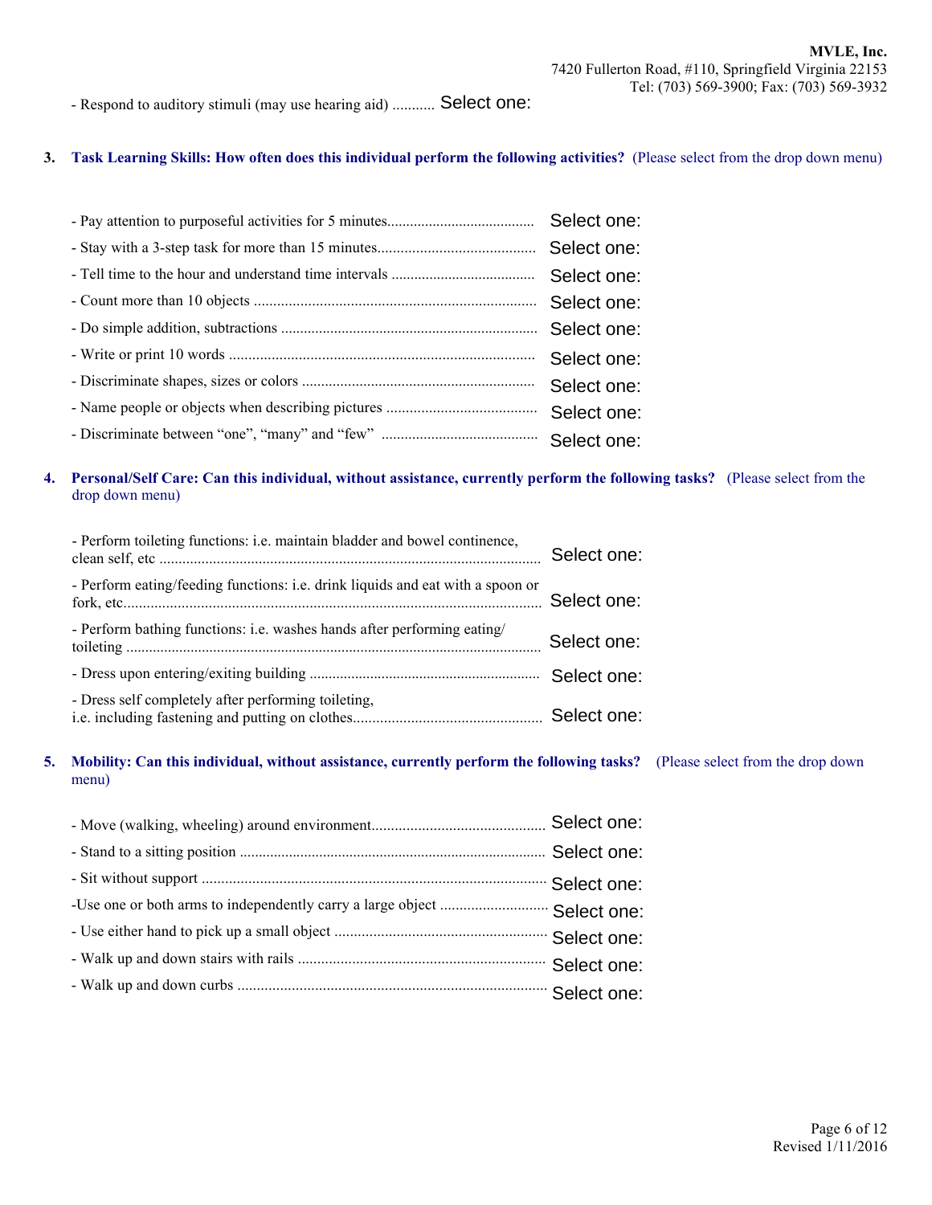- Respond to auditory stimuli (may use hearing aid) ........... Select one:

**3. Task Learning Skills: How often does this individual perform the following activities?** (Please select from the drop down menu)

- Pay attention to purposeful activities for 5 minutes...................................... Select one:
- Stay with a 3-step task for more than 15 minutes......................................... Select one:
- Tell time to the hour and understand time intervals ..................................... Select one:
- Count more than 10 objects ......................................................................... Select one:
- Do simple addition, subtractions .................................................................. Select one:
- Write or print 10 words ............................................................................... Select one:
- Discriminate shapes, sizes or colors ............................................................ Select one:
- Name people or objects when describing pictures ....................................... Select one:
- Discriminate between "one", "many" and "few" ........................................ Select one:

**4. Personal/Self Care: Can this individual, without assistance, currently perform the following tasks?** (Please select from the drop down menu)

- Perform toileting functions: i.e. maintain bladder and bowel continence, clean self, etc ................................................................................................... Select one:
- Perform eating/feeding functions: i.e. drink liquids and eat with a spoon or fork, etc........................................................................................................... Select one:
- Perform bathing functions: i.e. washes hands after performing eating/ toileting ............................................................................................................ Select one:
- Dress upon entering/exiting building ........................................................... Select one:
- Dress self completely after performing toileting, i.e. including fastening and putting on clothes................................................. Select one:

**5. Mobility: Can this individual, without assistance, currently perform the following tasks?** (Please select from the drop down menu)

- Move (walking, wheeling) around environment............................................ Select one:
- Stand to a sitting position ............................................................................. Select one:
- Sit without support ........................................................................................ Select one:
- Use one or both arms to independently carry a large object ............................ Select one:
- Use either hand to pick up a small object ...................................................... Select one:
- Walk up and down stairs with rails ................................................................ Select one:
- Walk up and down curbs ............................................................................... Select one: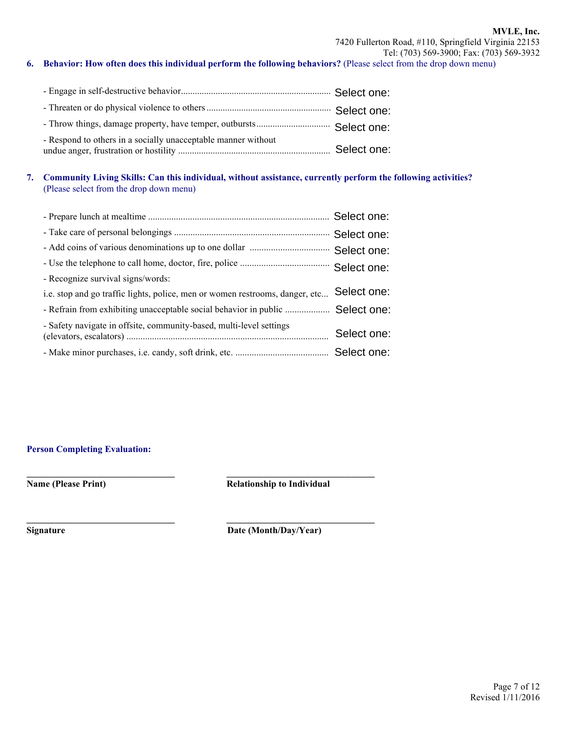**6. Behavior: How often does this individual perform the following behaviors?** (Please select from the drop down menu)

- Engage in self-destructive behavior................................................................. Select one:
- Threaten or do physical violence to others ...................................................... Select one:
- Throw things, damage property, have temper, outbursts................................ Select one:
- Respond to others in a socially unacceptable manner without undue anger, frustration or hostility ................................................................. Select one:

**7. Community Living Skills: Can this individual, without assistance, currently perform the following activities?** (Please select from the drop down menu)

- Prepare lunch at mealtime ............................................................................. Select one:
- Take care of personal belongings ................................................................... Select one:
- Add coins of various denominations up to one dollar .................................. Select one:
- Use the telephone to call home, doctor, fire, police ...................................... Select one:
- Recognize survival signs/words: i.e. stop and go traffic lights, police, men or women restrooms, danger, etc... Select one:
- Refrain from exhibiting unacceptable social behavior in public ................... Select one:
- Safety navigate in offsite, community-based, multi-level settings (elevators, escalators) ...................................................................................... Select one:
- Make minor purchases, i.e. candy, soft drink, etc. ........................................ Select one:

**Person Completing Evaluation:**

| _______________________________ | _______________________________ |
|---|---|
| **Name (Please Print)** | **Relationship to Individual** |
| _______________________________ | _______________________________ |
| **Signature** | **Date (Month/Day/Year)** |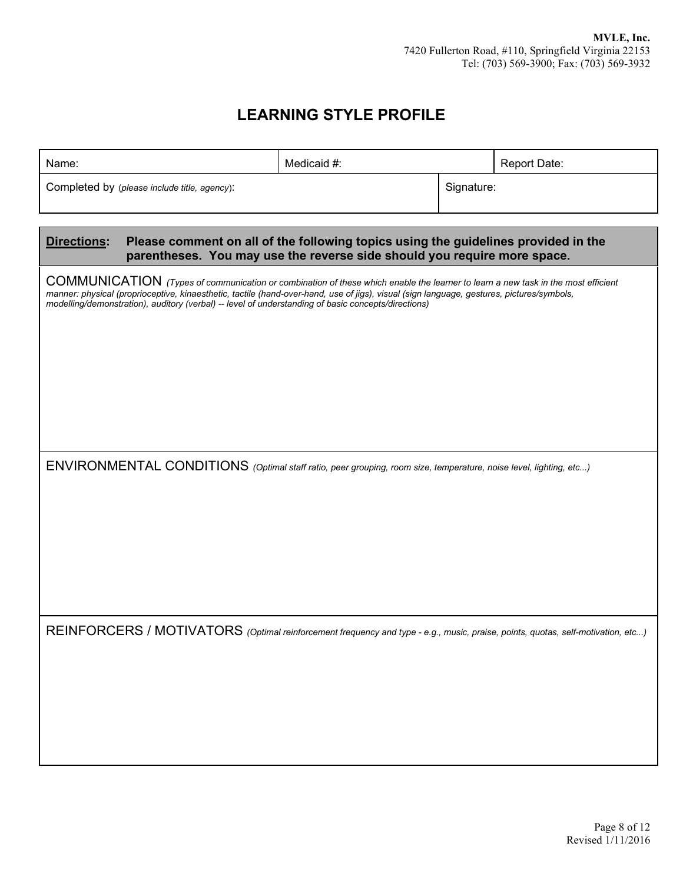**MVLE, Inc.**
7420 Fullerton Road, #110, Springfield Virginia 22153
Tel: (703) 569-3900; Fax: (703) 569-3932

# LEARNING STYLE PROFILE

| Name: | Medicaid #: | Report Date: |
|---|---|---|
| Completed by (*please include title, agency*): | Signature: | |

**Directions: Please comment on all of the following topics using the guidelines provided in the parentheses. You may use the reverse side should you require more space.**

COMMUNICATION *(Types of communication or combination of these which enable the learner to learn a new task in the most efficient manner: physical (proprioceptive, kinaesthetic, tactile (hand-over-hand, use of jigs), visual (sign language, gestures, pictures/symbols, modelling/demonstration), auditory (verbal) -- level of understanding of basic concepts/directions)*

ENVIRONMENTAL CONDITIONS *(Optimal staff ratio, peer grouping, room size, temperature, noise level, lighting, etc...)*

REINFORCERS / MOTIVATORS *(Optimal reinforcement frequency and type - e.g., music, praise, points, quotas, self-motivation, etc...)*

Revised 1/11/2016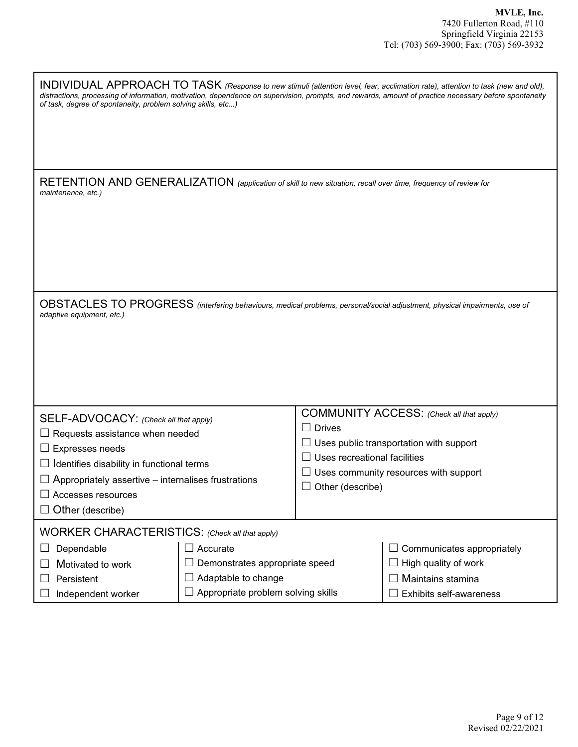**MVLE, Inc.**
7420 Fullerton Road, #110
Springfield Virginia 22153
Tel: (703) 569-3900; Fax: (703) 569-3932

## INDIVIDUAL APPROACH TO TASK

*(Response to new stimuli (attention level, fear, acclimation rate), attention to task (new and old), distractions, processing of information, motivation, dependence on supervision, prompts, and rewards, amount of practice necessary before spontaneity of task, degree of spontaneity, problem solving skills, etc...)*

## RETENTION AND GENERALIZATION

*(application of skill to new situation, recall over time, frequency of review for maintenance, etc.)*

## OBSTACLES TO PROGRESS

*(interfering behaviours, medical problems, personal/social adjustment, physical impairments, use of adaptive equipment, etc.)*

## SELF-ADVOCACY: *(Check all that apply)*

- ☐ Requests assistance when needed
- ☐ Expresses needs
- ☐ Identifies disability in functional terms
- ☐ Appropriately assertive – internalises frustrations
- ☐ Accesses resources
- ☐ Other (describe)

## COMMUNITY ACCESS: *(Check all that apply)*

- ☐ Drives
- ☐ Uses public transportation with support
- ☐ Uses recreational facilities
- ☐ Uses community resources with support
- ☐ Other (describe)

## WORKER CHARACTERISTICS: *(Check all that apply)*

| | | |
|---|---|---|
| ☐ Dependable | ☐ Accurate | ☐ Communicates appropriately |
| ☐ Motivated to work | ☐ Demonstrates appropriate speed | ☐ High quality of work |
| ☐ Persistent | ☐ Adaptable to change | ☐ Maintains stamina |
| ☐ Independent worker | ☐ Appropriate problem solving skills | ☐ Exhibits self-awareness |

Revised 02/22/2021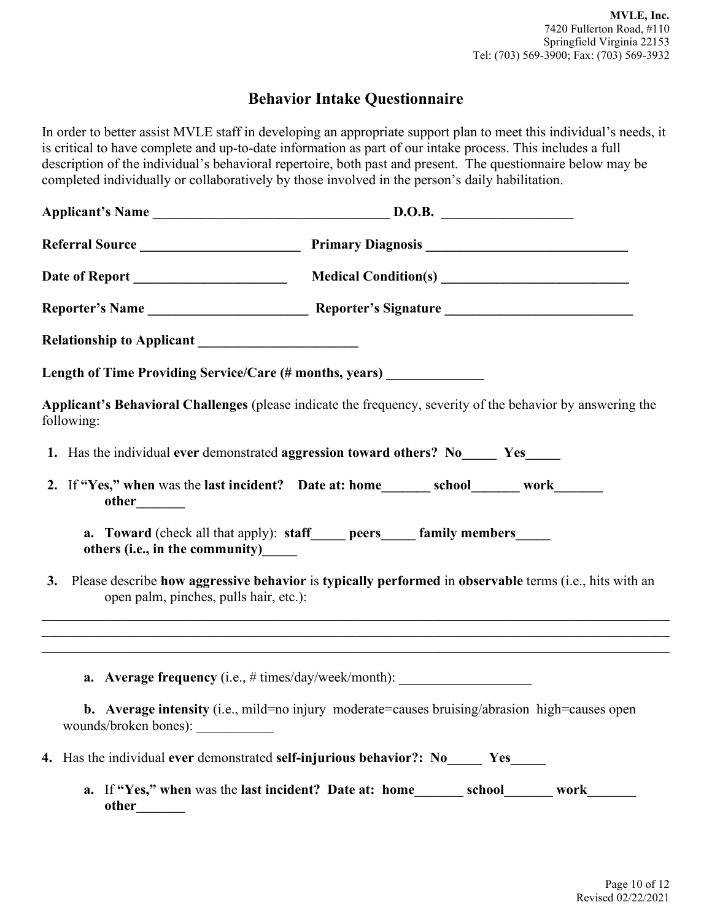MVLE, Inc.
7420 Fullerton Road, #110
Springfield Virginia 22153
Tel: (703) 569-3900; Fax: (703) 569-3932

# Behavior Intake Questionnaire

In order to better assist MVLE staff in developing an appropriate support plan to meet this individual's needs, it is critical to have complete and up-to-date information as part of our intake process. This includes a full description of the individual's behavioral repertoire, both past and present. The questionnaire below may be completed individually or collaboratively by those involved in the person's daily habilitation.

**Applicant's Name** __________________________________ **D.O.B.** ___________________

**Referral Source** _______________________ **Primary Diagnosis** _____________________________

**Date of Report** ______________________ **Medical Condition(s)** ___________________________

**Reporter's Name** _______________________ **Reporter's Signature** ___________________________

**Relationship to Applicant** _______________________

**Length of Time Providing Service/Care (# months, years)** ______________

**Applicant's Behavioral Challenges** (please indicate the frequency, severity of the behavior by answering the following:

1. Has the individual **ever** demonstrated **aggression toward others? No_____ Yes_____**

2. If **"Yes," when** was the **last incident? Date at: home_______ school_______ work_______ other_______**

   a. **Toward** (check all that apply): **staff_____ peers_____ family members_____ others (i.e., in the community)_____**

3. Please describe **how aggressive behavior** is **typically performed** in **observable** terms (i.e., hits with an open palm, pinches, pulls hair, etc.):

_____________________________________________________________________________________________
_____________________________________________________________________________________________
_____________________________________________________________________________________________

   a. **Average frequency** (i.e., # times/day/week/month): ___________________

   b. **Average intensity** (i.e., mild=no injury moderate=causes bruising/abrasion high=causes open wounds/broken bones): ___________

4. Has the individual **ever** demonstrated **self-injurious behavior?: No_____ Yes_____**

   a. If **"Yes," when** was the **last incident? Date at: home_______ school_______ work_______ other_______**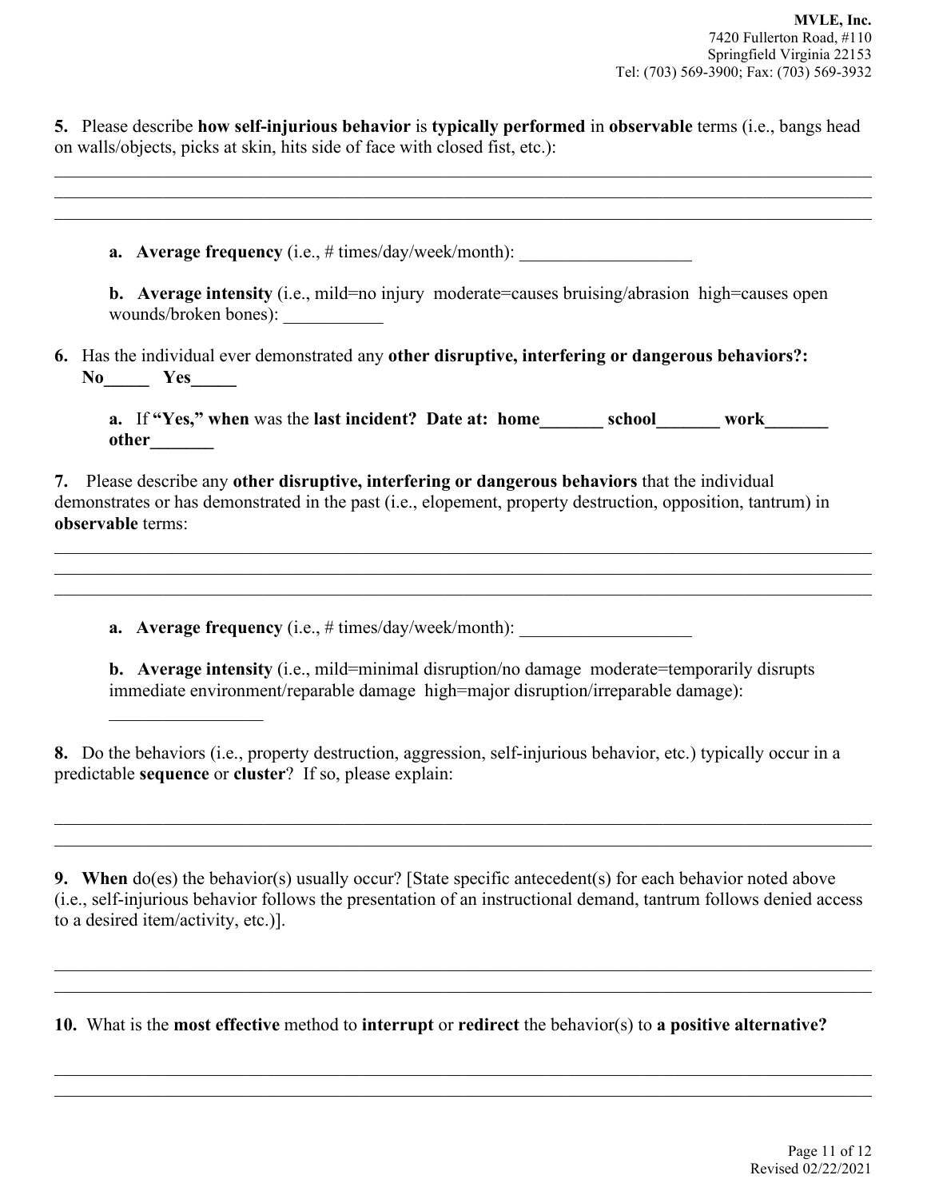**MVLE, Inc.**
7420 Fullerton Road, #110
Springfield Virginia 22153
Tel: (703) 569-3900; Fax: (703) 569-3932

**5.** Please describe **how self-injurious behavior** is **typically performed** in **observable** terms (i.e., bangs head on walls/objects, picks at skin, hits side of face with closed fist, etc.):

\_\_\_\_\_\_\_\_\_\_\_\_\_\_\_\_\_\_\_\_\_\_\_\_\_\_\_\_\_\_\_\_\_\_\_\_\_\_\_\_\_\_\_\_\_\_\_\_\_\_\_\_\_\_\_\_\_\_\_\_\_\_\_\_\_\_\_\_\_\_\_\_\_\_\_\_\_\_
\_\_\_\_\_\_\_\_\_\_\_\_\_\_\_\_\_\_\_\_\_\_\_\_\_\_\_\_\_\_\_\_\_\_\_\_\_\_\_\_\_\_\_\_\_\_\_\_\_\_\_\_\_\_\_\_\_\_\_\_\_\_\_\_\_\_\_\_\_\_\_\_\_\_\_\_\_\_
\_\_\_\_\_\_\_\_\_\_\_\_\_\_\_\_\_\_\_\_\_\_\_\_\_\_\_\_\_\_\_\_\_\_\_\_\_\_\_\_\_\_\_\_\_\_\_\_\_\_\_\_\_\_\_\_\_\_\_\_\_\_\_\_\_\_\_\_\_\_\_\_\_\_\_\_\_\_

**a. Average frequency** (i.e., # times/day/week/month): \_\_\_\_\_\_\_\_\_\_\_\_\_\_\_\_\_\_\_

**b. Average intensity** (i.e., mild=no injury moderate=causes bruising/abrasion high=causes open wounds/broken bones): \_\_\_\_\_\_\_\_\_\_\_

**6.** Has the individual ever demonstrated any **other disruptive, interfering or dangerous behaviors?:**
**No\_\_\_\_\_ Yes\_\_\_\_\_**

**a.** If **"Yes," when** was the **last incident? Date at: home\_\_\_\_\_\_\_ school\_\_\_\_\_\_\_ work\_\_\_\_\_\_\_ other\_\_\_\_\_\_\_**

**7.** Please describe any **other disruptive, interfering or dangerous behaviors** that the individual demonstrates or has demonstrated in the past (i.e., elopement, property destruction, opposition, tantrum) in **observable** terms:

\_\_\_\_\_\_\_\_\_\_\_\_\_\_\_\_\_\_\_\_\_\_\_\_\_\_\_\_\_\_\_\_\_\_\_\_\_\_\_\_\_\_\_\_\_\_\_\_\_\_\_\_\_\_\_\_\_\_\_\_\_\_\_\_\_\_\_\_\_\_\_\_\_\_\_\_\_\_
\_\_\_\_\_\_\_\_\_\_\_\_\_\_\_\_\_\_\_\_\_\_\_\_\_\_\_\_\_\_\_\_\_\_\_\_\_\_\_\_\_\_\_\_\_\_\_\_\_\_\_\_\_\_\_\_\_\_\_\_\_\_\_\_\_\_\_\_\_\_\_\_\_\_\_\_\_\_
\_\_\_\_\_\_\_\_\_\_\_\_\_\_\_\_\_\_\_\_\_\_\_\_\_\_\_\_\_\_\_\_\_\_\_\_\_\_\_\_\_\_\_\_\_\_\_\_\_\_\_\_\_\_\_\_\_\_\_\_\_\_\_\_\_\_\_\_\_\_\_\_\_\_\_\_\_\_

**a. Average frequency** (i.e., # times/day/week/month): \_\_\_\_\_\_\_\_\_\_\_\_\_\_\_\_\_\_\_

**b. Average intensity** (i.e., mild=minimal disruption/no damage moderate=temporarily disrupts immediate environment/reparable damage high=major disruption/irreparable damage): \_\_\_\_\_\_\_\_\_\_\_\_\_\_\_\_\_

**8.** Do the behaviors (i.e., property destruction, aggression, self-injurious behavior, etc.) typically occur in a predictable **sequence** or **cluster**? If so, please explain:

\_\_\_\_\_\_\_\_\_\_\_\_\_\_\_\_\_\_\_\_\_\_\_\_\_\_\_\_\_\_\_\_\_\_\_\_\_\_\_\_\_\_\_\_\_\_\_\_\_\_\_\_\_\_\_\_\_\_\_\_\_\_\_\_\_\_\_\_\_\_\_\_\_\_\_\_\_\_
\_\_\_\_\_\_\_\_\_\_\_\_\_\_\_\_\_\_\_\_\_\_\_\_\_\_\_\_\_\_\_\_\_\_\_\_\_\_\_\_\_\_\_\_\_\_\_\_\_\_\_\_\_\_\_\_\_\_\_\_\_\_\_\_\_\_\_\_\_\_\_\_\_\_\_\_\_\_

**9. When** do(es) the behavior(s) usually occur? [State specific antecedent(s) for each behavior noted above (i.e., self-injurious behavior follows the presentation of an instructional demand, tantrum follows denied access to a desired item/activity, etc.)].

\_\_\_\_\_\_\_\_\_\_\_\_\_\_\_\_\_\_\_\_\_\_\_\_\_\_\_\_\_\_\_\_\_\_\_\_\_\_\_\_\_\_\_\_\_\_\_\_\_\_\_\_\_\_\_\_\_\_\_\_\_\_\_\_\_\_\_\_\_\_\_\_\_\_\_\_\_\_
\_\_\_\_\_\_\_\_\_\_\_\_\_\_\_\_\_\_\_\_\_\_\_\_\_\_\_\_\_\_\_\_\_\_\_\_\_\_\_\_\_\_\_\_\_\_\_\_\_\_\_\_\_\_\_\_\_\_\_\_\_\_\_\_\_\_\_\_\_\_\_\_\_\_\_\_\_\_

**10.** What is the **most effective** method to **interrupt** or **redirect** the behavior(s) to **a positive alternative?**

\_\_\_\_\_\_\_\_\_\_\_\_\_\_\_\_\_\_\_\_\_\_\_\_\_\_\_\_\_\_\_\_\_\_\_\_\_\_\_\_\_\_\_\_\_\_\_\_\_\_\_\_\_\_\_\_\_\_\_\_\_\_\_\_\_\_\_\_\_\_\_\_\_\_\_\_\_\_
\_\_\_\_\_\_\_\_\_\_\_\_\_\_\_\_\_\_\_\_\_\_\_\_\_\_\_\_\_\_\_\_\_\_\_\_\_\_\_\_\_\_\_\_\_\_\_\_\_\_\_\_\_\_\_\_\_\_\_\_\_\_\_\_\_\_\_\_\_\_\_\_\_\_\_\_\_\_

Revised 02/22/2021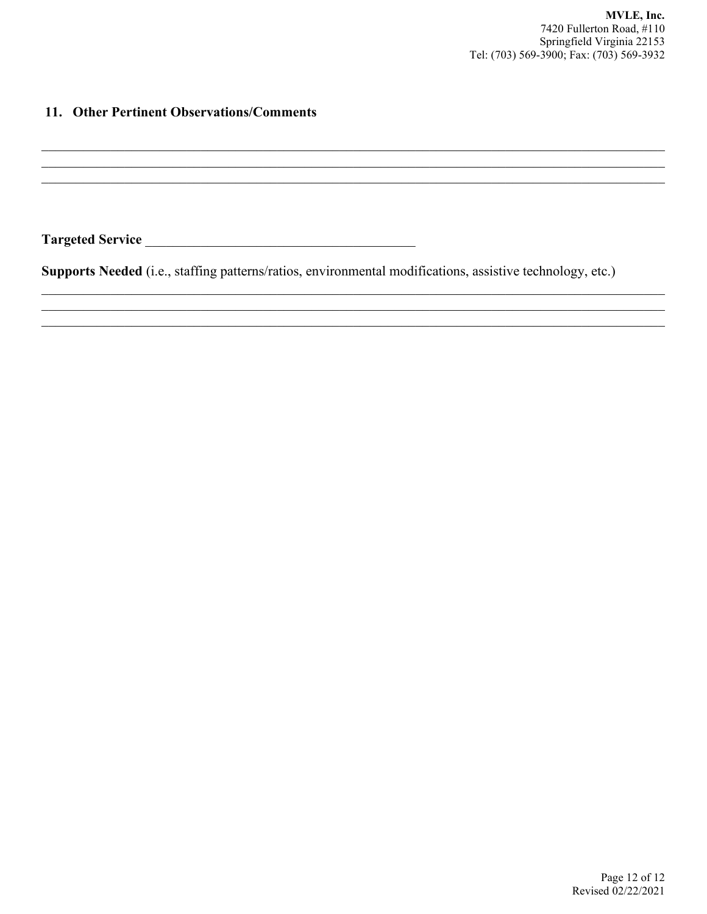## 11. Other Pertinent Observations/Comments

\_\_\_\_\_\_\_\_\_\_\_\_\_\_\_\_\_\_\_\_\_\_\_\_\_\_\_\_\_\_\_\_\_\_\_\_\_\_\_\_\_\_\_\_\_\_\_\_\_\_\_\_\_\_\_\_\_\_\_\_\_\_\_\_\_\_\_\_\_\_\_\_\_\_\_\_\_\_
\_\_\_\_\_\_\_\_\_\_\_\_\_\_\_\_\_\_\_\_\_\_\_\_\_\_\_\_\_\_\_\_\_\_\_\_\_\_\_\_\_\_\_\_\_\_\_\_\_\_\_\_\_\_\_\_\_\_\_\_\_\_\_\_\_\_\_\_\_\_\_\_\_\_\_\_\_\_
\_\_\_\_\_\_\_\_\_\_\_\_\_\_\_\_\_\_\_\_\_\_\_\_\_\_\_\_\_\_\_\_\_\_\_\_\_\_\_\_\_\_\_\_\_\_\_\_\_\_\_\_\_\_\_\_\_\_\_\_\_\_\_\_\_\_\_\_\_\_\_\_\_\_\_\_\_\_

**Targeted Service** \_\_\_\_\_\_\_\_\_\_\_\_\_\_\_\_\_\_\_\_\_\_\_\_\_\_\_\_\_\_\_\_\_\_\_\_\_\_\_\_

**Supports Needed** (i.e., staffing patterns/ratios, environmental modifications, assistive technology, etc.)

\_\_\_\_\_\_\_\_\_\_\_\_\_\_\_\_\_\_\_\_\_\_\_\_\_\_\_\_\_\_\_\_\_\_\_\_\_\_\_\_\_\_\_\_\_\_\_\_\_\_\_\_\_\_\_\_\_\_\_\_\_\_\_\_\_\_\_\_\_\_\_\_\_\_\_\_\_\_
\_\_\_\_\_\_\_\_\_\_\_\_\_\_\_\_\_\_\_\_\_\_\_\_\_\_\_\_\_\_\_\_\_\_\_\_\_\_\_\_\_\_\_\_\_\_\_\_\_\_\_\_\_\_\_\_\_\_\_\_\_\_\_\_\_\_\_\_\_\_\_\_\_\_\_\_\_\_
\_\_\_\_\_\_\_\_\_\_\_\_\_\_\_\_\_\_\_\_\_\_\_\_\_\_\_\_\_\_\_\_\_\_\_\_\_\_\_\_\_\_\_\_\_\_\_\_\_\_\_\_\_\_\_\_\_\_\_\_\_\_\_\_\_\_\_\_\_\_\_\_\_\_\_\_\_\_